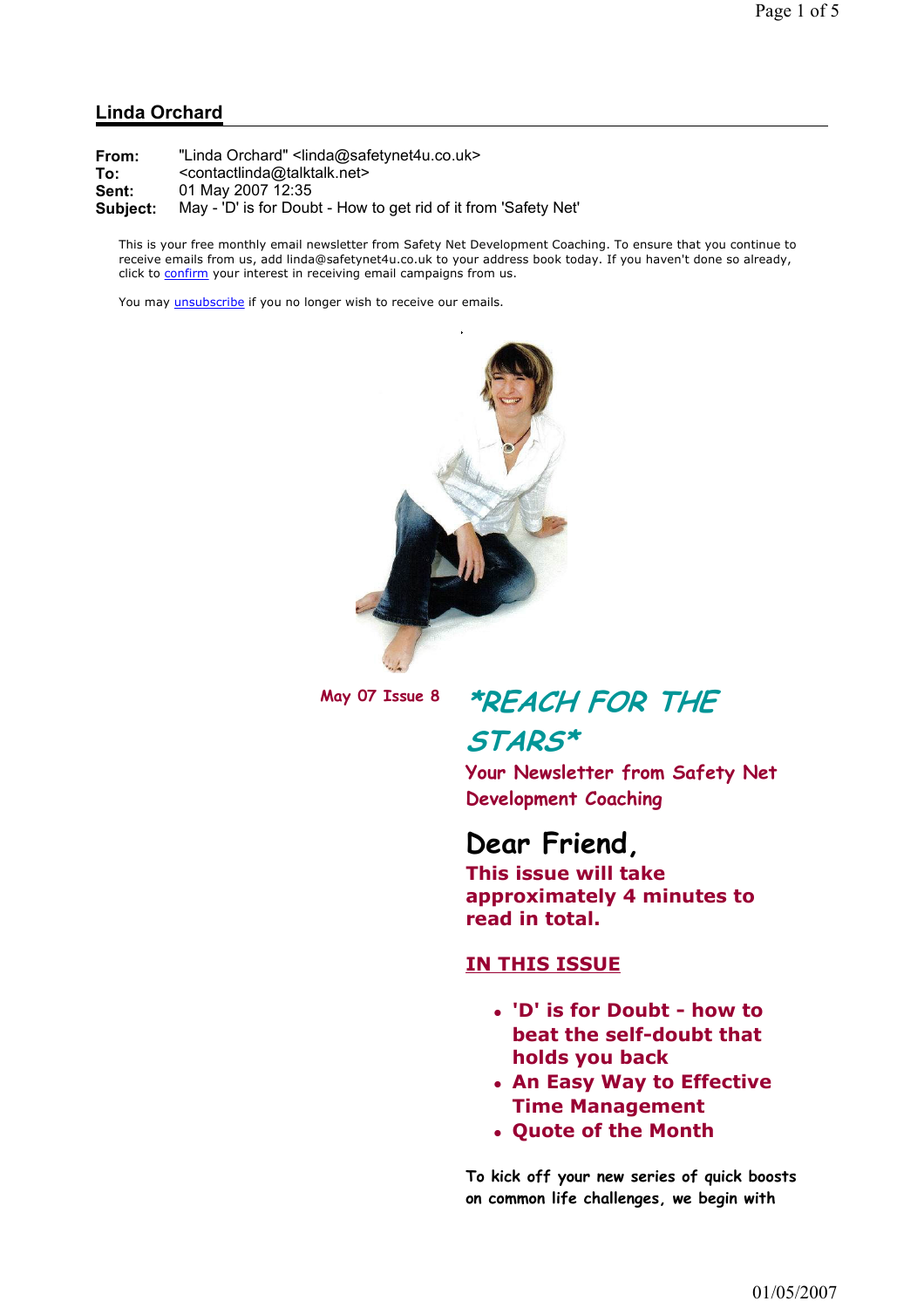## Linda Orchard

**From:** "Linda Orchard" <linda@safetynet4u.co.uk>
**To:** <contactlinda@talktalk.net>
**Sent:** 01 May 2007 12:35
**Subject:** May - 'D' is for Doubt - How to get rid of it from 'Safety Net'

This is your free monthly email newsletter from Safety Net Development Coaching. To ensure that you continue to receive emails from us, add linda@safetynet4u.co.uk to your address book today. If you haven't done so already, click to confirm your interest in receiving email campaigns from us.

You may unsubscribe if you no longer wish to receive our emails.

May 07 Issue 8

# *REACH FOR THE STARS*

Your Newsletter from Safety Net Development Coaching

## Dear Friend,

**This issue will take approximately 4 minutes to read in total.**

**IN THIS ISSUE**

- **'D' is for Doubt - how to beat the self-doubt that holds you back**
- **An Easy Way to Effective Time Management**
- **Quote of the Month**

To kick off your new series of quick boosts on common life challenges, we begin with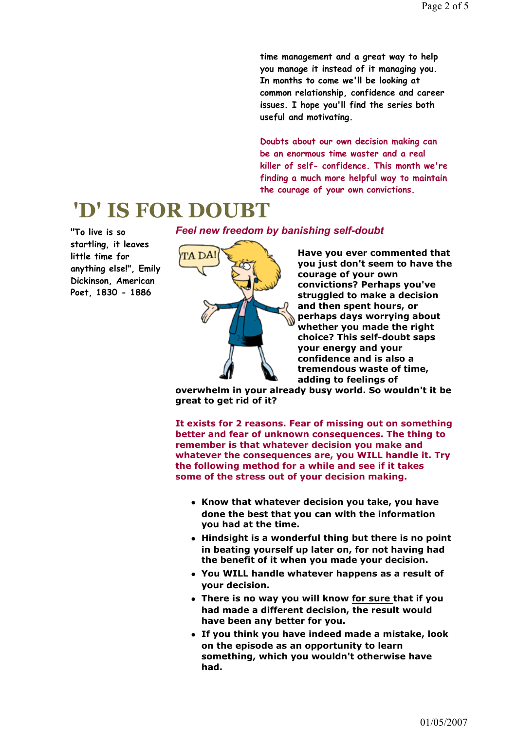time management and a great way to help you manage it instead of it managing you. In months to come we'll be looking at common relationship, confidence and career issues. I hope you'll find the series both useful and motivating.

Doubts about our own decision making can be an enormous time waster and a real killer of self- confidence. This month we're finding a much more helpful way to maintain the courage of your own convictions.

# 'D' IS FOR DOUBT

"To live is so startling, it leaves little time for anything else!", Emily Dickinson, American Poet, 1830 - 1886

*Feel new freedom by banishing self-doubt*

**Have you ever commented that you just don't seem to have the courage of your own convictions? Perhaps you've struggled to make a decision and then spent hours, or perhaps days worrying about whether you made the right choice? This self-doubt saps your energy and your confidence and is also a tremendous waste of time, adding to feelings of overwhelm in your already busy world. So wouldn't it be great to get rid of it?**

**It exists for 2 reasons. Fear of missing out on something better and fear of unknown consequences. The thing to remember is that whatever decision you make and whatever the consequences are, you WILL handle it. Try the following method for a while and see if it takes some of the stress out of your decision making.**

- **Know that whatever decision you take, you have done the best that you can with the information you had at the time.**
- **Hindsight is a wonderful thing but there is no point in beating yourself up later on, for not having had the benefit of it when you made your decision.**
- **You WILL handle whatever happens as a result of your decision.**
- **There is no way you will know <u>for sure</u> that if you had made a different decision, the result would have been any better for you.**
- **If you think you have indeed made a mistake, look on the episode as an opportunity to learn something, which you wouldn't otherwise have had.**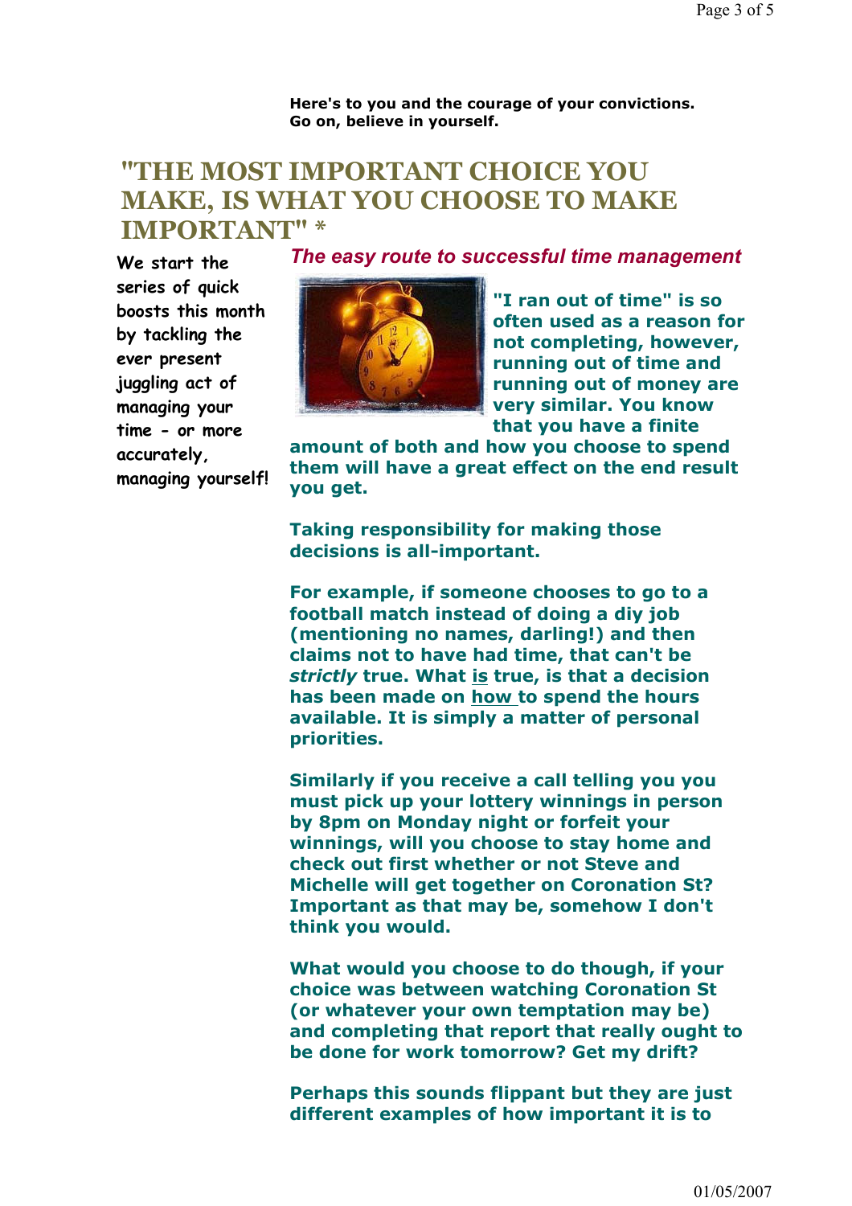**Here's to you and the courage of your convictions.**
**Go on, believe in yourself.**

# "THE MOST IMPORTANT CHOICE YOU MAKE, IS WHAT YOU CHOOSE TO MAKE IMPORTANT" *

We start the series of quick boosts this month by tackling the ever present juggling act of managing your time - or more accurately, managing yourself!

***The easy route to successful time management***

**"I ran out of time" is so often used as a reason for not completing, however, running out of time and running out of money are very similar. You know that you have a finite amount of both and how you choose to spend them will have a great effect on the end result you get.**

**Taking responsibility for making those decisions is all-important.**

**For example, if someone chooses to go to a football match instead of doing a diy job (mentioning no names, darling!) and then claims not to have had time, that can't be *strictly* true. What is true, is that a decision has been made on how to spend the hours available. It is simply a matter of personal priorities.**

**Similarly if you receive a call telling you you must pick up your lottery winnings in person by 8pm on Monday night or forfeit your winnings, will you choose to stay home and check out first whether or not Steve and Michelle will get together on Coronation St? Important as that may be, somehow I don't think you would.**

**What would you choose to do though, if your choice was between watching Coronation St (or whatever your own temptation may be) and completing that report that really ought to be done for work tomorrow? Get my drift?**

**Perhaps this sounds flippant but they are just different examples of how important it is to**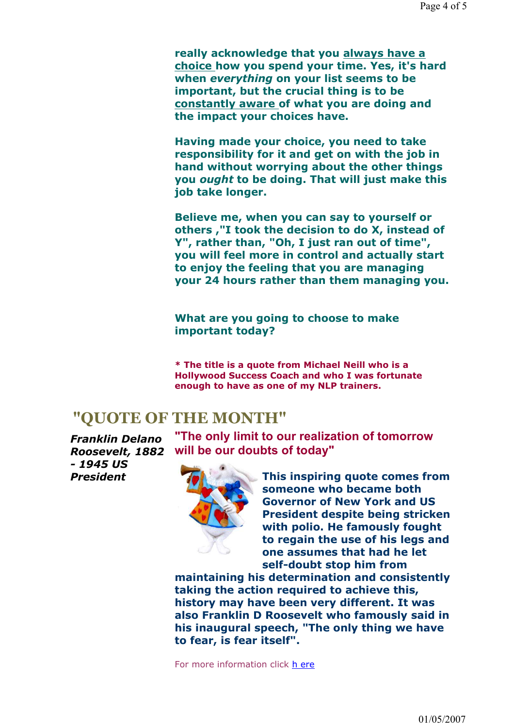**really acknowledge that you always have a choice how you spend your time. Yes, it's hard when *everything* on your list seems to be important, but the crucial thing is to be constantly aware of what you are doing and the impact your choices have.**

**Having made your choice, you need to take responsibility for it and get on with the job in hand without worrying about the other things you *ought* to be doing. That will just make this job take longer.**

**Believe me, when you can say to yourself or others ,"I took the decision to do X, instead of Y", rather than, "Oh, I just ran out of time", you will feel more in control and actually start to enjoy the feeling that you are managing your 24 hours rather than them managing you.**

**What are you going to choose to make important today?**

**\* The title is a quote from Michael Neill who is a Hollywood Success Coach and who I was fortunate enough to have as one of my NLP trainers.**

## "QUOTE OF THE MONTH"

***Franklin Delano Roosevelt, 1882 - 1945 US President***

**"The only limit to our realization of tomorrow will be our doubts of today"**

**This inspiring quote comes from someone who became both Governor of New York and US President despite being stricken with polio. He famously fought to regain the use of his legs and one assumes that had he let self-doubt stop him from maintaining his determination and consistently taking the action required to achieve this, history may have been very different. It was also Franklin D Roosevelt who famously said in his inaugural speech, "The only thing we have to fear, is fear itself".**

For more information click h ere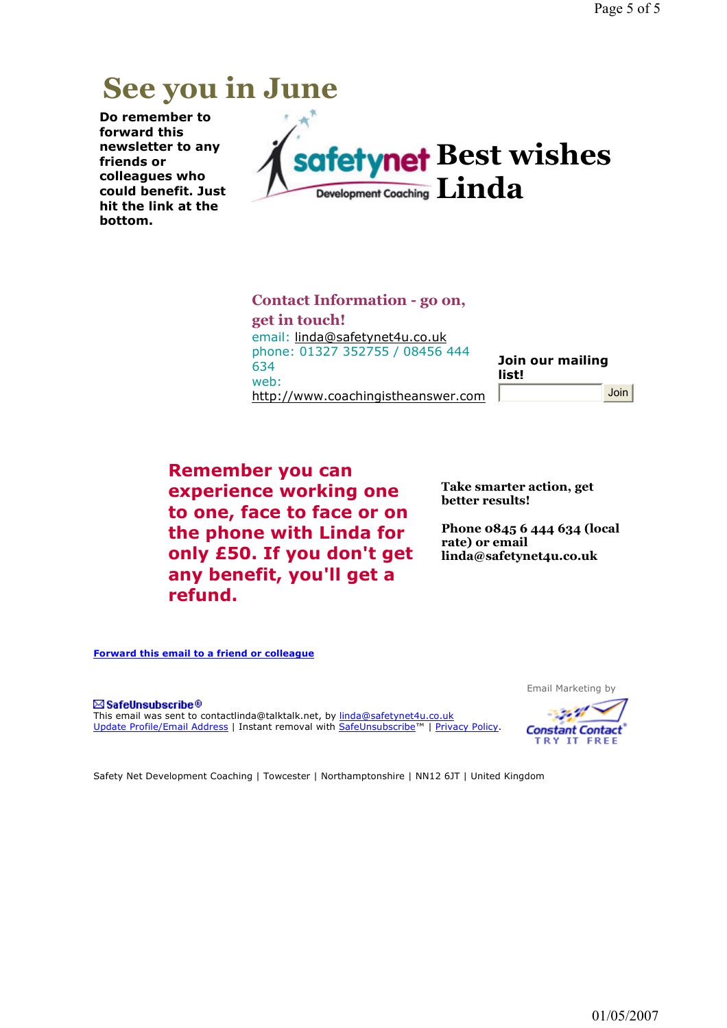# See you in June

**Do remember to forward this newsletter to any friends or colleagues who could benefit. Just hit the link at the bottom.**

safetynet Development Coaching

# Best wishes Linda

### Contact Information - go on, get in touch!

email: linda@safetynet4u.co.uk
phone: 01327 352755 / 08456 444 634
web: http://www.coachingistheanswer.com

**Join our mailing list!**

Join

## Remember you can experience working one to one, face to face or on the phone with Linda for only £50. If you don't get any benefit, you'll get a refund.

**Take smarter action, get better results!**

**Phone 0845 6 444 634 (local rate) or email linda@safetynet4u.co.uk**

**Forward this email to a friend or colleague**

**SafeUnsubscribe®**
This email was sent to contactlinda@talktalk.net, by linda@safetynet4u.co.uk
Update Profile/Email Address | Instant removal with SafeUnsubscribe™ | Privacy Policy.

Email Marketing by Constant Contact® TRY IT FREE

Safety Net Development Coaching | Towcester | Northamptonshire | NN12 6JT | United Kingdom